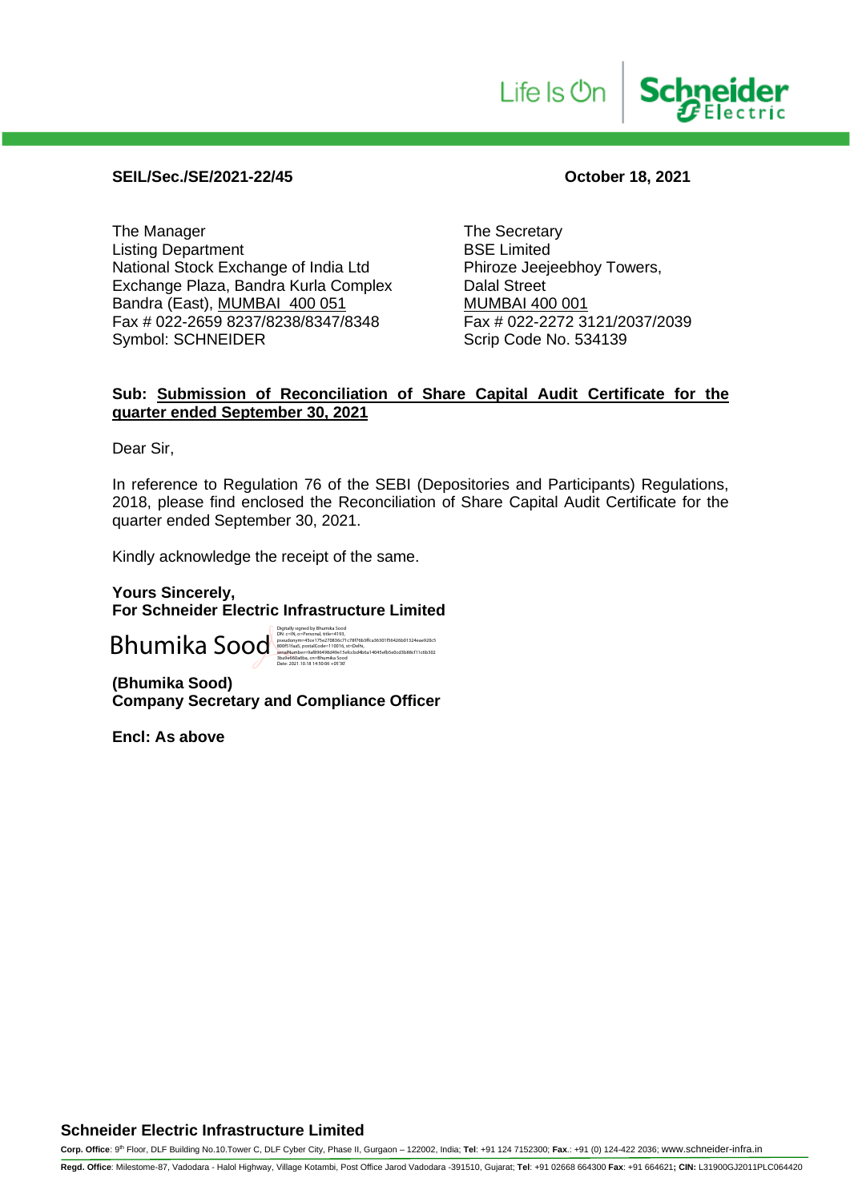**SEIL/Sec./SE/2021-22/45**

**October 18, 2021**

The Manager
Listing Department
National Stock Exchange of India Ltd
Exchange Plaza, Bandra Kurla Complex
Bandra (East), MUMBAI 400 051
Fax # 022-2659 8237/8238/8347/8348
Symbol: SCHNEIDER

The Secretary
BSE Limited
Phiroze Jeejeebhoy Towers,
Dalal Street
MUMBAI 400 001
Fax # 022-2272 3121/2037/2039
Scrip Code No. 534139

**Sub: Submission of Reconciliation of Share Capital Audit Certificate for the quarter ended September 30, 2021**

Dear Sir,

In reference to Regulation 76 of the SEBI (Depositories and Participants) Regulations, 2018, please find enclosed the Reconciliation of Share Capital Audit Certificate for the quarter ended September 30, 2021.

Kindly acknowledge the receipt of the same.

**Yours Sincerely,**
**For Schneider Electric Infrastructure Limited**

Bhumika Sood

Digitally signed by Bhumika Sood
Date: 2021.10.18 14:50:06 +05'30'

**(Bhumika Sood)**
**Company Secretary and Compliance Officer**

**Encl: As above**

**Schneider Electric Infrastructure Limited**

**Corp. Office**: 9th Floor, DLF Building No.10.Tower C, DLF Cyber City, Phase II, Gurgaon – 122002, India; **Tel**: +91 124 7152300; **Fax**.: +91 (0) 124-422 2036; www.schneider-infra.in

**Regd. Office**: Milestome-87, Vadodara - Halol Highway, Village Kotambi, Post Office Jarod Vadodara -391510, Gujarat; **Tel**: +91 02668 664300 **Fax**: +91 664621**; CIN:** L31900GJ2011PLC064420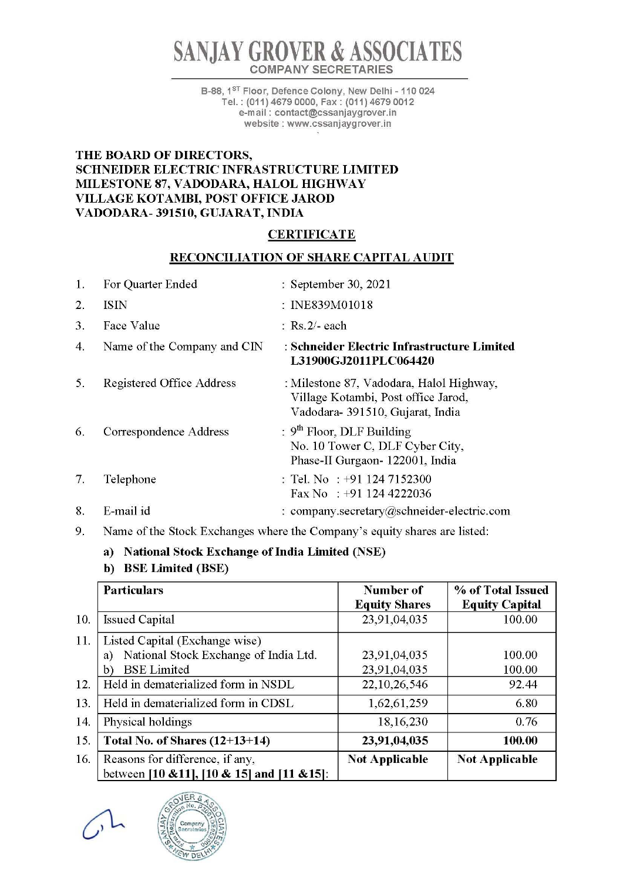# SANJAY GROVER & ASSOCIATES

COMPANY SECRETARIES

B-88, 1ST Floor, Defence Colony, New Delhi - 110 024
Tel. : (011) 4679 0000, Fax : (011) 4679 0012
e-mail : contact@cssanjaygrover.in
website : www.cssanjaygrover.in

**THE BOARD OF DIRECTORS,**
**SCHNEIDER ELECTRIC INFRASTRUCTURE LIMITED**
**MILESTONE 87, VADODARA, HALOL HIGHWAY**
**VILLAGE KOTAMBI, POST OFFICE JAROD**
**VADODARA- 391510, GUJARAT, INDIA**

## CERTIFICATE

## RECONCILIATION OF SHARE CAPITAL AUDIT

1. For Quarter Ended : September 30, 2021
2. ISIN : INE839M01018
3. Face Value : Rs.2/- each
4. Name of the Company and CIN : **Schneider Electric Infrastructure Limited L31900GJ2011PLC064420**
5. Registered Office Address : Milestone 87, Vadodara, Halol Highway, Village Kotambi, Post office Jarod, Vadodara- 391510, Gujarat, India
6. Correspondence Address : 9th Floor, DLF Building No. 10 Tower C, DLF Cyber City, Phase-II Gurgaon- 122001, India
7. Telephone : Tel. No : +91 124 7152300
   Fax No : +91 124 4222036
8. E-mail id : company.secretary@schneider-electric.com
9. Name of the Stock Exchanges where the Company's equity shares are listed:
   a) **National Stock Exchange of India Limited (NSE)**
   b) **BSE Limited (BSE)**

| | Particulars | Number of Equity Shares | % of Total Issued Equity Capital |
|---|---|---|---|
| 10. | Issued Capital | 23,91,04,035 | 100.00 |
| 11. | Listed Capital (Exchange wise)<br>a) National Stock Exchange of India Ltd.<br>b) BSE Limited | <br>23,91,04,035<br>23,91,04,035 | <br>100.00<br>100.00 |
| 12. | Held in dematerialized form in NSDL | 22,10,26,546 | 92.44 |
| 13. | Held in dematerialized form in CDSL | 1,62,61,259 | 6.80 |
| 14. | Physical holdings | 18,16,230 | 0.76 |
| 15. | **Total No. of Shares (12+13+14)** | **23,91,04,035** | **100.00** |
| 16. | Reasons for difference, if any, between [10 &11], [10 & 15] and [11 &15]: | **Not Applicable** | **Not Applicable** |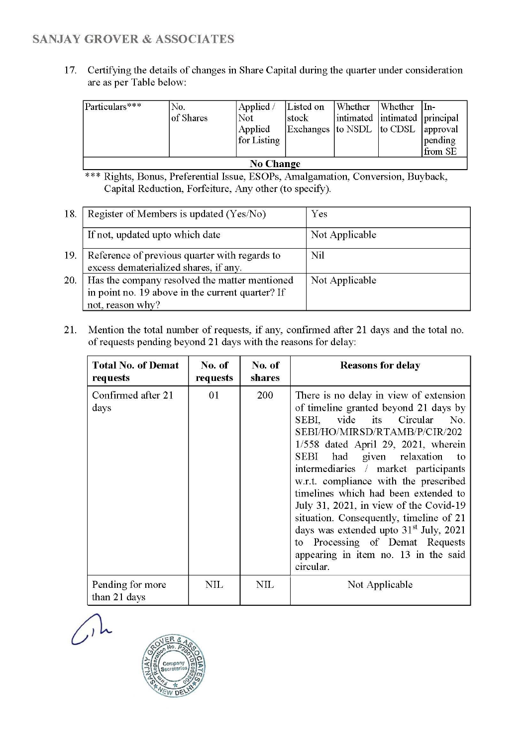17. Certifying the details of changes in Share Capital during the quarter under consideration are as per Table below:

| Particulars*** | No. of Shares | Applied / Not Applied for Listing | Listed on stock Exchanges | Whether intimated to NSDL | Whether intimated to CDSL | In-principal approval pending from SE |
|---|---|---|---|---|---|---|
| No Change | | | | | | |

*** Rights, Bonus, Preferential Issue, ESOPs, Amalgamation, Conversion, Buyback, Capital Reduction, Forfeiture, Any other (to specify).

| | | |
|---|---|---|
| 18. | Register of Members is updated (Yes/No) | Yes |
| | If not, updated upto which date | Not Applicable |
| 19. | Reference of previous quarter with regards to excess dematerialized shares, if any. | Nil |
| 20. | Has the company resolved the matter mentioned in point no. 19 above in the current quarter? If not, reason why? | Not Applicable |

21. Mention the total number of requests, if any, confirmed after 21 days and the total no. of requests pending beyond 21 days with the reasons for delay:

| Total No. of Demat requests | No. of requests | No. of shares | Reasons for delay |
|---|---|---|---|
| Confirmed after 21 days | 01 | 200 | There is no delay in view of extension of timeline granted beyond 21 days by SEBI, vide its Circular No. SEBI/HO/MIRSD/RTAMB/P/CIR/2021/558 dated April 29, 2021, wherein SEBI had given relaxation to intermediaries / market participants w.r.t. compliance with the prescribed timelines which had been extended to July 31, 2021, in view of the Covid-19 situation. Consequently, timeline of 21 days was extended upto 31st July, 2021 to Processing of Demat Requests appearing in item no. 13 in the said circular. |
| Pending for more than 21 days | NIL | NIL | Not Applicable |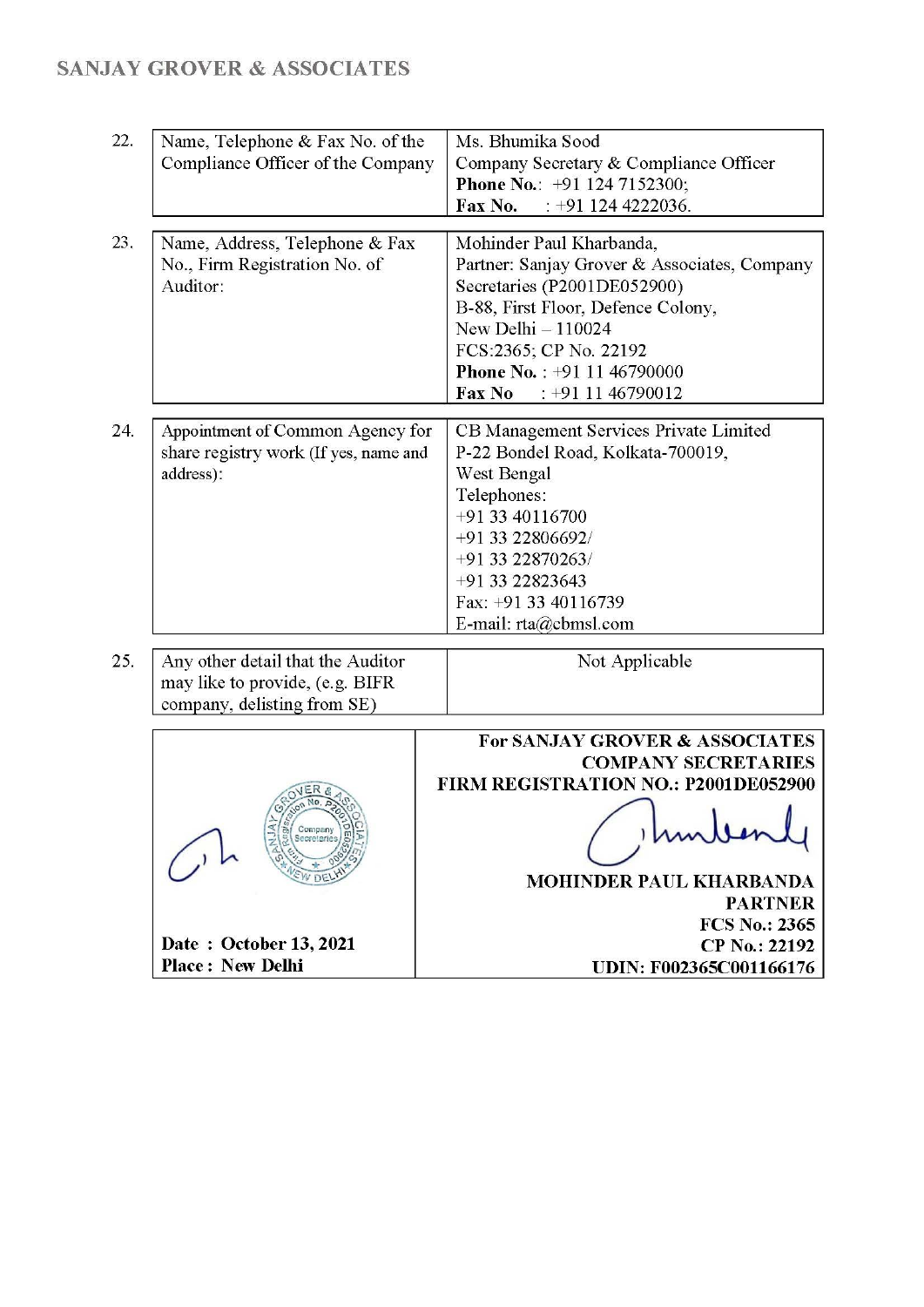| | | |
|---|---|---|
| 22. | Name, Telephone & Fax No. of the Compliance Officer of the Company | Ms. Bhumika Sood<br>Company Secretary & Compliance Officer<br>**Phone No.**: +91 124 7152300;<br>**Fax No.** : +91 124 4222036. |
| 23. | Name, Address, Telephone & Fax No., Firm Registration No. of Auditor: | Mohinder Paul Kharbanda,<br>Partner: Sanjay Grover & Associates, Company Secretaries (P2001DE052900)<br>B-88, First Floor, Defence Colony,<br>New Delhi – 110024<br>FCS:2365; CP No. 22192<br>**Phone No.** : +91 11 46790000<br>**Fax No** : +91 11 46790012 |
| 24. | Appointment of Common Agency for share registry work (If yes, name and address): | CB Management Services Private Limited<br>P-22 Bondel Road, Kolkata-700019,<br>West Bengal<br>Telephones:<br>+91 33 40116700<br>+91 33 22806692/<br>+91 33 22870263/<br>+91 33 22823643<br>Fax: +91 33 40116739<br>E-mail: rta@cbmsl.com |
| 25. | Any other detail that the Auditor may like to provide, (e.g. BIFR company, delisting from SE) | Not Applicable |

| | |
|---|---|
| **Date : October 13, 2021**<br>**Place : New Delhi** | **For SANJAY GROVER & ASSOCIATES**<br>**COMPANY SECRETARIES**<br>**FIRM REGISTRATION NO.: P2001DE052900**<br><br>**MOHINDER PAUL KHARBANDA**<br>**PARTNER**<br>**FCS No.: 2365**<br>**CP No.: 22192**<br>**UDIN: F002365C001166176** |